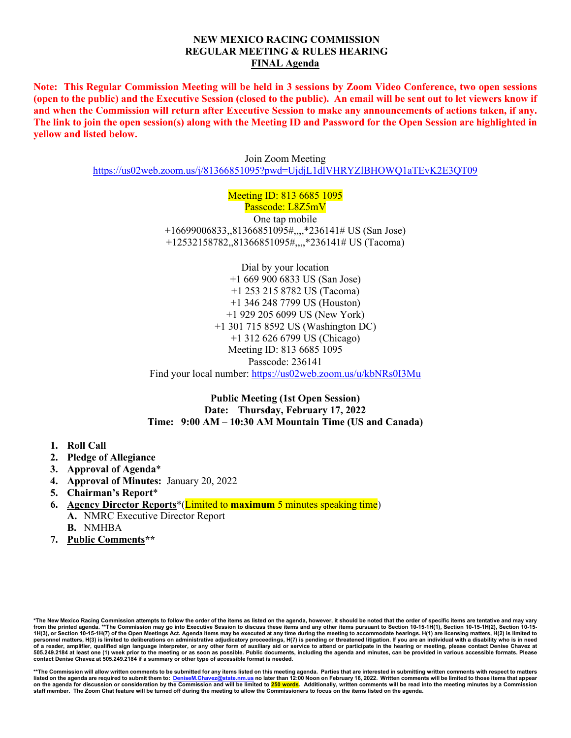# NEW MEXICO RACING COMMISSION
## REGULAR MEETING & RULES HEARING
## FINAL Agenda

**Note: This Regular Commission Meeting will be held in 3 sessions by Zoom Video Conference, two open sessions (open to the public) and the Executive Session (closed to the public). An email will be sent out to let viewers know if and when the Commission will return after Executive Session to make any announcements of actions taken, if any. The link to join the open session(s) along with the Meeting ID and Password for the Open Session are highlighted in yellow and listed below.**

Join Zoom Meeting
https://us02web.zoom.us/j/81366851095?pwd=UjdjL1dlVHRYZlBHOWQ1aTEvK2E3QT09

Meeting ID: 813 6685 1095
Passcode: L8Z5mV
One tap mobile
+16699006833,,81366851095#,,,,*236141# US (San Jose)
+12532158782,,81366851095#,,,,*236141# US (Tacoma)

Dial by your location
+1 669 900 6833 US (San Jose)
+1 253 215 8782 US (Tacoma)
+1 346 248 7799 US (Houston)
+1 929 205 6099 US (New York)
+1 301 715 8592 US (Washington DC)
+1 312 626 6799 US (Chicago)
Meeting ID: 813 6685 1095
Passcode: 236141
Find your local number: https://us02web.zoom.us/u/kbNRs0I3Mu

**Public Meeting (1st Open Session)**
**Date: Thursday, February 17, 2022**
**Time: 9:00 AM – 10:30 AM Mountain Time (US and Canada)**

1. **Roll Call**
2. **Pledge of Allegiance**
3. **Approval of Agenda***
4. **Approval of Minutes:** January 20, 2022
5. **Chairman's Report***
6. **Agency Director Reports***(Limited to **maximum** 5 minutes speaking time)
   - **A.** NMRC Executive Director Report
   - **B.** NMHBA
7. **Public Comments****

**\*The New Mexico Racing Commission attempts to follow the order of the items as listed on the agenda, however, it should be noted that the order of specific items are tentative and may vary from the printed agenda. \*\*The Commission may go into Executive Session to discuss these items and any other items pursuant to Section 10-15-1H(1), Section 10-15-1H(2), Section 10-15-1H(3), or Section 10-15-1H(7) of the Open Meetings Act. Agenda items may be executed at any time during the meeting to accommodate hearings. H(1) are licensing matters, H(2) is limited to personnel matters, H(3) is limited to deliberations on administrative adjudicatory proceedings, H(7) is pending or threatened litigation. If you are an individual with a disability who is in need of a reader, amplifier, qualified sign language interpreter, or any other form of auxiliary aid or service to attend or participate in the hearing or meeting, please contact Denise Chavez at 505.249.2184 at least one (1) week prior to the meeting or as soon as possible. Public documents, including the agenda and minutes, can be provided in various accessible formats. Please contact Denise Chavez at 505.249.2184 if a summary or other type of accessible format is needed.**

**\*\*The Commission will allow written comments to be submitted for any items listed on this meeting agenda. Parties that are interested in submitting written comments with respect to matters listed on the agenda are required to submit them to: DeniseM.Chavez@state.nm.us no later than 12:00 Noon on February 16, 2022. Written comments will be limited to those items that appear on the agenda for discussion or consideration by the Commission and will be limited to 250 words. Additionally, written comments will be read into the meeting minutes by a Commission staff member. The Zoom Chat feature will be turned off during the meeting to allow the Commissioners to focus on the items listed on the agenda.**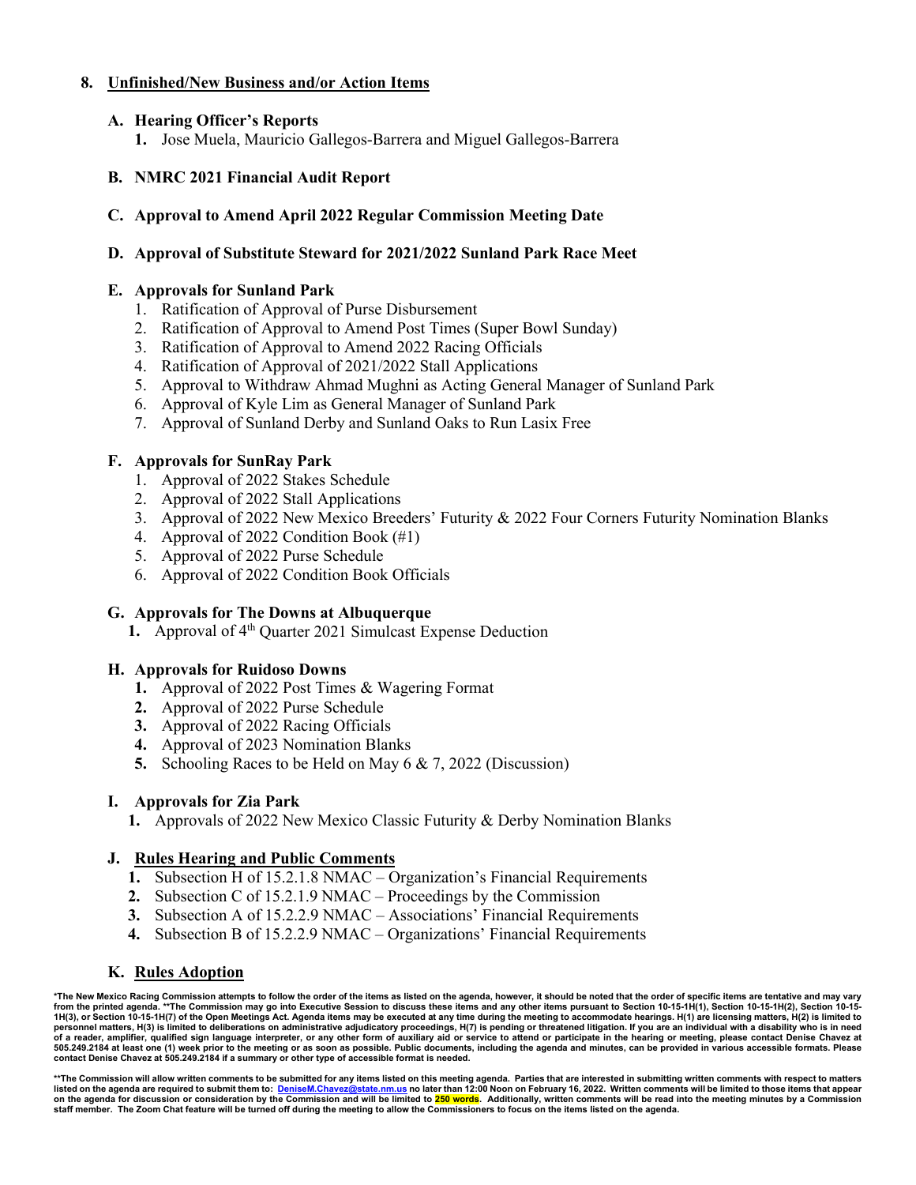## 8. Unfinished/New Business and/or Action Items

### A. Hearing Officer's Reports

1. Jose Muela, Mauricio Gallegos-Barrera and Miguel Gallegos-Barrera

### B. NMRC 2021 Financial Audit Report

### C. Approval to Amend April 2022 Regular Commission Meeting Date

### D. Approval of Substitute Steward for 2021/2022 Sunland Park Race Meet

### E. Approvals for Sunland Park

1. Ratification of Approval of Purse Disbursement
2. Ratification of Approval to Amend Post Times (Super Bowl Sunday)
3. Ratification of Approval to Amend 2022 Racing Officials
4. Ratification of Approval of 2021/2022 Stall Applications
5. Approval to Withdraw Ahmad Mughni as Acting General Manager of Sunland Park
6. Approval of Kyle Lim as General Manager of Sunland Park
7. Approval of Sunland Derby and Sunland Oaks to Run Lasix Free

### F. Approvals for SunRay Park

1. Approval of 2022 Stakes Schedule
2. Approval of 2022 Stall Applications
3. Approval of 2022 New Mexico Breeders' Futurity & 2022 Four Corners Futurity Nomination Blanks
4. Approval of 2022 Condition Book (#1)
5. Approval of 2022 Purse Schedule
6. Approval of 2022 Condition Book Officials

### G. Approvals for The Downs at Albuquerque

1. Approval of 4th Quarter 2021 Simulcast Expense Deduction

### H. Approvals for Ruidoso Downs

1. Approval of 2022 Post Times & Wagering Format
2. Approval of 2022 Purse Schedule
3. Approval of 2022 Racing Officials
4. Approval of 2023 Nomination Blanks
5. Schooling Races to be Held on May 6 & 7, 2022 (Discussion)

### I. Approvals for Zia Park

1. Approvals of 2022 New Mexico Classic Futurity & Derby Nomination Blanks

### J. Rules Hearing and Public Comments

1. Subsection H of 15.2.1.8 NMAC – Organization's Financial Requirements
2. Subsection C of 15.2.1.9 NMAC – Proceedings by the Commission
3. Subsection A of 15.2.2.9 NMAC – Associations' Financial Requirements
4. Subsection B of 15.2.2.9 NMAC – Organizations' Financial Requirements

### K. Rules Adoption

**\*The New Mexico Racing Commission attempts to follow the order of the items as listed on the agenda, however, it should be noted that the order of specific items are tentative and may vary from the printed agenda. \*\*The Commission may go into Executive Session to discuss these items and any other items pursuant to Section 10-15-1H(1), Section 10-15-1H(2), Section 10-15-1H(3), or Section 10-15-1H(7) of the Open Meetings Act. Agenda items may be executed at any time during the meeting to accommodate hearings. H(1) are licensing matters, H(2) is limited to personnel matters, H(3) is limited to deliberations on administrative adjudicatory proceedings, H(7) is pending or threatened litigation. If you are an individual with a disability who is in need of a reader, amplifier, qualified sign language interpreter, or any other form of auxiliary aid or service to attend or participate in the hearing or meeting, please contact Denise Chavez at 505.249.2184 at least one (1) week prior to the meeting or as soon as possible. Public documents, including the agenda and minutes, can be provided in various accessible formats. Please contact Denise Chavez at 505.249.2184 if a summary or other type of accessible format is needed.**

**\*\*The Commission will allow written comments to be submitted for any items listed on this meeting agenda. Parties that are interested in submitting written comments with respect to matters listed on the agenda are required to submit them to: DeniseM.Chavez@state.nm.us no later than 12:00 Noon on February 16, 2022. Written comments will be limited to those items that appear on the agenda for discussion or consideration by the Commission and will be limited to 250 words. Additionally, written comments will be read into the meeting minutes by a Commission staff member. The Zoom Chat feature will be turned off during the meeting to allow the Commissioners to focus on the items listed on the agenda.**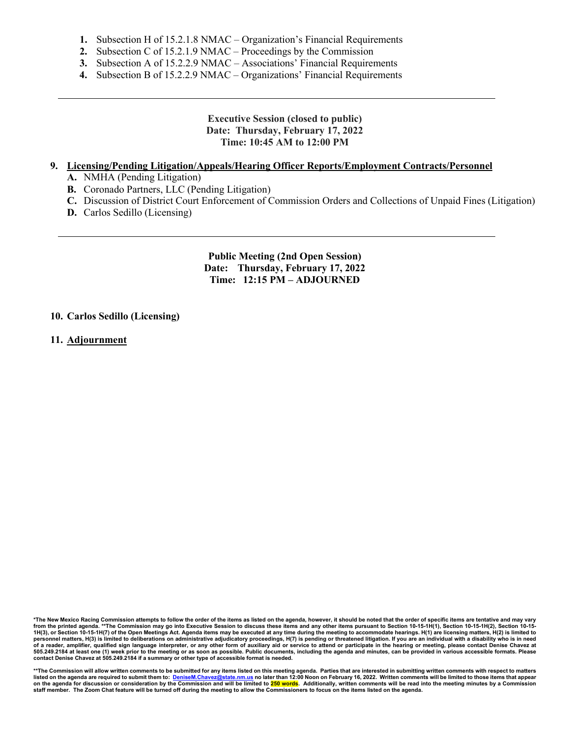1. Subsection H of 15.2.1.8 NMAC – Organization's Financial Requirements
2. Subsection C of 15.2.1.9 NMAC – Proceedings by the Commission
3. Subsection A of 15.2.2.9 NMAC – Associations' Financial Requirements
4. Subsection B of 15.2.2.9 NMAC – Organizations' Financial Requirements

---

**Executive Session (closed to public)**
**Date: Thursday, February 17, 2022**
**Time: 10:45 AM to 12:00 PM**

**9. Licensing/Pending Litigation/Appeals/Hearing Officer Reports/Employment Contracts/Personnel**

- **A.** NMHA (Pending Litigation)
- **B.** Coronado Partners, LLC (Pending Litigation)
- **C.** Discussion of District Court Enforcement of Commission Orders and Collections of Unpaid Fines (Litigation)
- **D.** Carlos Sedillo (Licensing)

---

**Public Meeting (2nd Open Session)**
**Date: Thursday, February 17, 2022**
**Time: 12:15 PM – ADJOURNED**

**10. Carlos Sedillo (Licensing)**

**11. Adjournment**

**\*The New Mexico Racing Commission attempts to follow the order of the items as listed on the agenda, however, it should be noted that the order of specific items are tentative and may vary from the printed agenda. \*\*The Commission may go into Executive Session to discuss these items and any other items pursuant to Section 10-15-1H(1), Section 10-15-1H(2), Section 10-15-1H(3), or Section 10-15-1H(7) of the Open Meetings Act. Agenda items may be executed at any time during the meeting to accommodate hearings. H(1) are licensing matters, H(2) is limited to personnel matters, H(3) is limited to deliberations on administrative adjudicatory proceedings, H(7) is pending or threatened litigation. If you are an individual with a disability who is in need of a reader, amplifier, qualified sign language interpreter, or any other form of auxiliary aid or service to attend or participate in the hearing or meeting, please contact Denise Chavez at 505.249.2184 at least one (1) week prior to the meeting or as soon as possible. Public documents, including the agenda and minutes, can be provided in various accessible formats. Please contact Denise Chavez at 505.249.2184 if a summary or other type of accessible format is needed.**

**\*\*The Commission will allow written comments to be submitted for any items listed on this meeting agenda. Parties that are interested in submitting written comments with respect to matters listed on the agenda are required to submit them to: DeniseM.Chavez@state.nm.us no later than 12:00 Noon on February 16, 2022. Written comments will be limited to those items that appear on the agenda for discussion or consideration by the Commission and will be limited to 250 words. Additionally, written comments will be read into the meeting minutes by a Commission staff member. The Zoom Chat feature will be turned off during the meeting to allow the Commissioners to focus on the items listed on the agenda.**